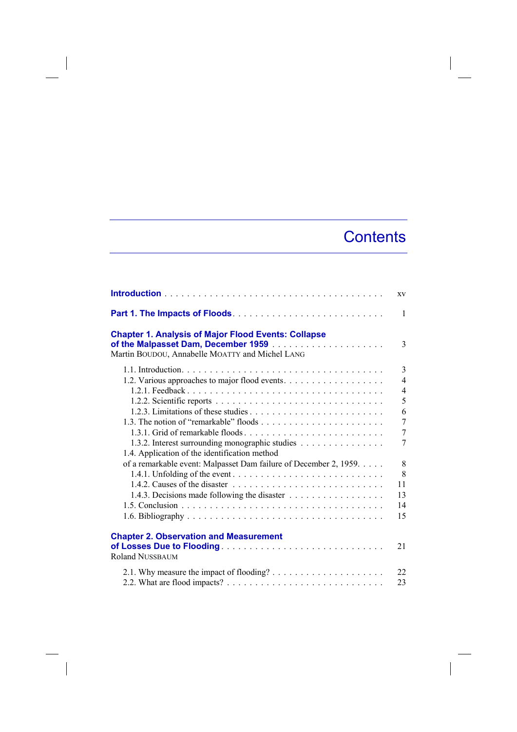# Contents

**Introduction** . . . . . . . . . . . . . . . . . . . . . . . . . . . . . . . . . . . . . . xv

**Part 1. The Impacts of Floods** . . . . . . . . . . . . . . . . . . . . . . . . . . . 1

**Chapter 1. Analysis of Major Flood Events: Collapse of the Malpasset Dam, December 1959** . . . . . . . . . . . . . . . . . . . . 3
Martin BOUDOU, Annabelle MOATTY and Michel LANG

- 1.1. Introduction. . . . . . . . . . . . . . . . . . . . . . . . . . . . . . . . . . . . . 3
- 1.2. Various approaches to major flood events. . . . . . . . . . . . . . . . . . 4
  - 1.2.1. Feedback . . . . . . . . . . . . . . . . . . . . . . . . . . . . . . . . . . . 4
  - 1.2.2. Scientific reports . . . . . . . . . . . . . . . . . . . . . . . . . . . . . 5
  - 1.2.3. Limitations of these studies . . . . . . . . . . . . . . . . . . . . . . . 6
- 1.3. The notion of “remarkable” floods . . . . . . . . . . . . . . . . . . . . . . 7
  - 1.3.1. Grid of remarkable floods . . . . . . . . . . . . . . . . . . . . . . . . 7
  - 1.3.2. Interest surrounding monographic studies . . . . . . . . . . . . . . . 7
- 1.4. Application of the identification method of a remarkable event: Malpasset Dam failure of December 2, 1959. . . . . 8
  - 1.4.1. Unfolding of the event . . . . . . . . . . . . . . . . . . . . . . . . . . 8
  - 1.4.2. Causes of the disaster . . . . . . . . . . . . . . . . . . . . . . . . . . 11
  - 1.4.3. Decisions made following the disaster . . . . . . . . . . . . . . . . 13
- 1.5. Conclusion . . . . . . . . . . . . . . . . . . . . . . . . . . . . . . . . . . . 14
- 1.6. Bibliography . . . . . . . . . . . . . . . . . . . . . . . . . . . . . . . . . . 15

**Chapter 2. Observation and Measurement of Losses Due to Flooding** . . . . . . . . . . . . . . . . . . . . . . . . . . . . 21
Roland NUSSBAUM

- 2.1. Why measure the impact of flooding? . . . . . . . . . . . . . . . . . . . . 22
- 2.2. What are flood impacts? . . . . . . . . . . . . . . . . . . . . . . . . . . . 23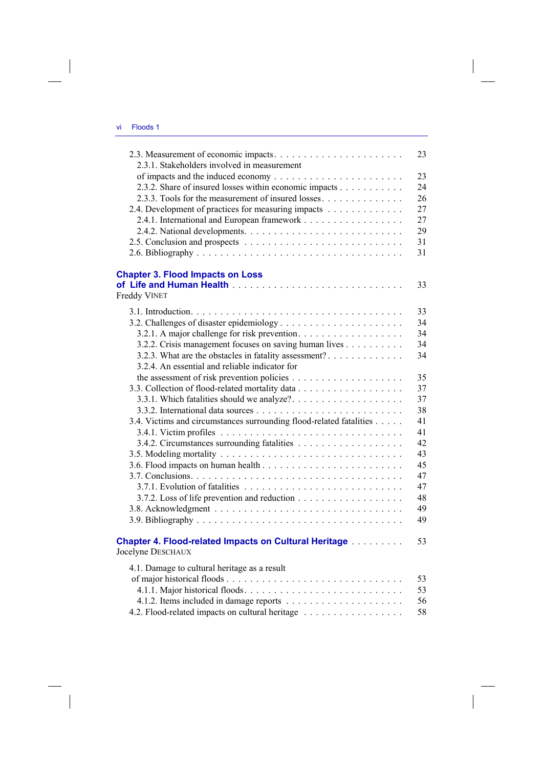2.3. Measurement of economic impacts . . . . . . . . . . . . . . . . . . . . . . 23
2.3.1. Stakeholders involved in measurement of impacts and the induced economy . . . . . . . . . . . . . . . . . . . . . . 23
2.3.2. Share of insured losses within economic impacts . . . . . . . . . . . 24
2.3.3. Tools for the measurement of insured losses . . . . . . . . . . . . . . 26
2.4. Development of practices for measuring impacts . . . . . . . . . . . . 27
2.4.1. International and European framework . . . . . . . . . . . . . . . . . 27
2.4.2. National developments . . . . . . . . . . . . . . . . . . . . . . . . . . . 29
2.5. Conclusion and prospects . . . . . . . . . . . . . . . . . . . . . . . . . . 31
2.6. Bibliography . . . . . . . . . . . . . . . . . . . . . . . . . . . . . . . . . 31

**Chapter 3. Flood Impacts on Loss of Life and Human Health** . . . . . . . . . . . . . . . . . . . . . . . . . . . . . 33
Freddy VINET

3.1. Introduction . . . . . . . . . . . . . . . . . . . . . . . . . . . . . . . . . . 33
3.2. Challenges of disaster epidemiology . . . . . . . . . . . . . . . . . . . . . 34
3.2.1. A major challenge for risk prevention . . . . . . . . . . . . . . . . . . 34
3.2.2. Crisis management focuses on saving human lives . . . . . . . . . . 34
3.2.3. What are the obstacles in fatality assessment? . . . . . . . . . . . . . 34
3.2.4. An essential and reliable indicator for the assessment of risk prevention policies . . . . . . . . . . . . . . . . . . . . 35
3.3. Collection of flood-related mortality data . . . . . . . . . . . . . . . . . . 37
3.3.1. Which fatalities should we analyze? . . . . . . . . . . . . . . . . . . . 37
3.3.2. International data sources . . . . . . . . . . . . . . . . . . . . . . . . . 38
3.4. Victims and circumstances surrounding flood-related fatalities . . . . . 41
3.4.1. Victim profiles . . . . . . . . . . . . . . . . . . . . . . . . . . . . . . . . 41
3.4.2. Circumstances surrounding fatalities . . . . . . . . . . . . . . . . . . . 42
3.5. Modeling mortality . . . . . . . . . . . . . . . . . . . . . . . . . . . . . . . 43
3.6. Flood impacts on human health . . . . . . . . . . . . . . . . . . . . . . . . 45
3.7. Conclusions . . . . . . . . . . . . . . . . . . . . . . . . . . . . . . . . . . . 47
3.7.1. Evolution of fatalities . . . . . . . . . . . . . . . . . . . . . . . . . . . . 47
3.7.2. Loss of life prevention and reduction . . . . . . . . . . . . . . . . . . 48
3.8. Acknowledgment . . . . . . . . . . . . . . . . . . . . . . . . . . . . . . . . 49
3.9. Bibliography . . . . . . . . . . . . . . . . . . . . . . . . . . . . . . . . . . 49

**Chapter 4. Flood-related Impacts on Cultural Heritage** . . . . . . . . . 53
Jocelyne DESCHAUX

4.1. Damage to cultural heritage as a result of major historical floods . . . . . . . . . . . . . . . . . . . . . . . . . . . . 53
4.1.1. Major historical floods . . . . . . . . . . . . . . . . . . . . . . . . . . . 53
4.1.2. Items included in damage reports . . . . . . . . . . . . . . . . . . . . . 56
4.2. Flood-related impacts on cultural heritage . . . . . . . . . . . . . . . . . 58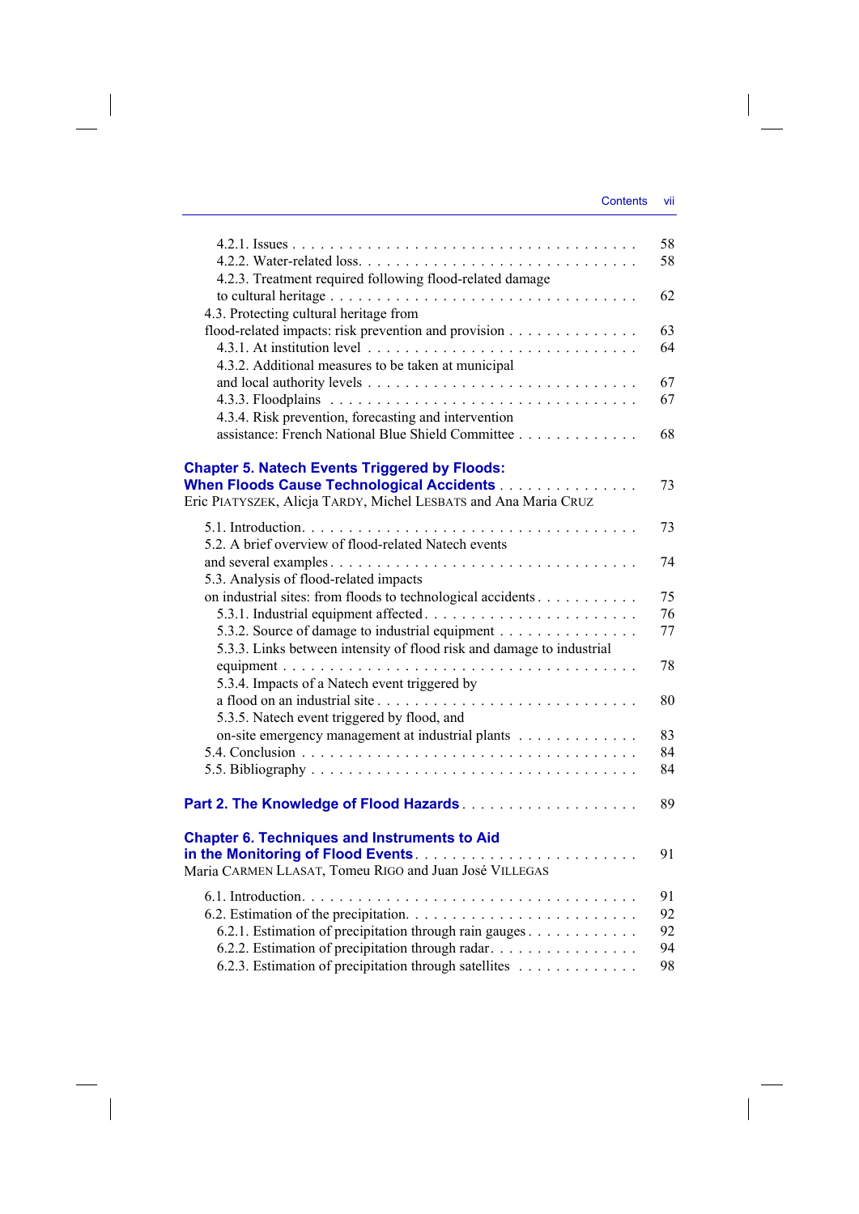4.2.1. Issues . . . . . . . . . . . . . . . . . . . . . . . . . . . . . . . . . . . . . 58
4.2.2. Water-related loss. . . . . . . . . . . . . . . . . . . . . . . . . . . . . 58
4.2.3. Treatment required following flood-related damage to cultural heritage . . . . . . . . . . . . . . . . . . . . . . . . . . . . . . . . 62

4.3. Protecting cultural heritage from flood-related impacts: risk prevention and provision . . . . . . . . . . . . . . 63
4.3.1. At institution level . . . . . . . . . . . . . . . . . . . . . . . . . . . 64
4.3.2. Additional measures to be taken at municipal and local authority levels . . . . . . . . . . . . . . . . . . . . . . . . . . . . . 67
4.3.3. Floodplains . . . . . . . . . . . . . . . . . . . . . . . . . . . . . . . . 67
4.3.4. Risk prevention, forecasting and intervention assistance: French National Blue Shield Committee . . . . . . . . . . . . 68

## Chapter 5. Natech Events Triggered by Floods: When Floods Cause Technological Accidents . . . . . . . . . . . . . . . 73

Eric PIATYSZEK, Alicja TARDY, Michel LESBATS and Ana Maria CRUZ

5.1. Introduction. . . . . . . . . . . . . . . . . . . . . . . . . . . . . . . . . . . . . 73
5.2. A brief overview of flood-related Natech events and several examples . . . . . . . . . . . . . . . . . . . . . . . . . . . . . . . . . . 74
5.3. Analysis of flood-related impacts on industrial sites: from floods to technological accidents . . . . . . . . . . . 75
5.3.1. Industrial equipment affected . . . . . . . . . . . . . . . . . . . . . . . 76
5.3.2. Source of damage to industrial equipment . . . . . . . . . . . . . . . 77
5.3.3. Links between intensity of flood risk and damage to industrial equipment . . . . . . . . . . . . . . . . . . . . . . . . . . . . . . . . . . . 78
5.3.4. Impacts of a Natech event triggered by a flood on an industrial site . . . . . . . . . . . . . . . . . . . . . . . . . . . . 80
5.3.5. Natech event triggered by flood, and on-site emergency management at industrial plants . . . . . . . . . . . . . 83
5.4. Conclusion . . . . . . . . . . . . . . . . . . . . . . . . . . . . . . . . . . . . . 84
5.5. Bibliography . . . . . . . . . . . . . . . . . . . . . . . . . . . . . . . . . . . . 84

# Part 2. The Knowledge of Flood Hazards . . . . . . . . . . . . . . . . . . . 89

## Chapter 6. Techniques and Instruments to Aid in the Monitoring of Flood Events . . . . . . . . . . . . . . . . . . . . . . . . 91

Maria CARMEN LLASAT, Tomeu RIGO and Juan José VILLEGAS

6.1. Introduction. . . . . . . . . . . . . . . . . . . . . . . . . . . . . . . . . . . . . 91
6.2. Estimation of the precipitation. . . . . . . . . . . . . . . . . . . . . . . . . 92
6.2.1. Estimation of precipitation through rain gauges . . . . . . . . . . . . 92
6.2.2. Estimation of precipitation through radar. . . . . . . . . . . . . . . . 94
6.2.3. Estimation of precipitation through satellites . . . . . . . . . . . . . 98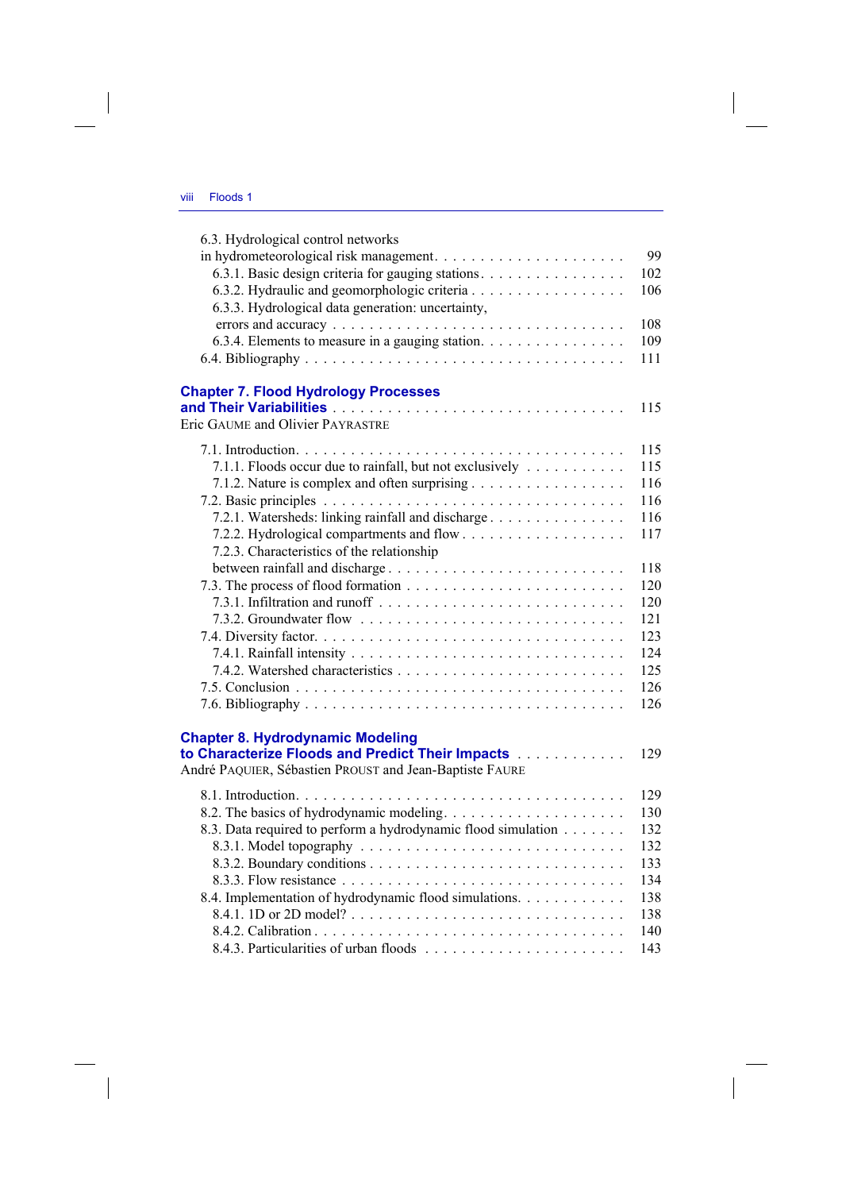6.3. Hydrological control networks in hydrometeorological risk management . . . . . 99
- 6.3.1. Basic design criteria for gauging stations . . . . . 102
- 6.3.2. Hydraulic and geomorphologic criteria . . . . . 106
- 6.3.3. Hydrological data generation: uncertainty, errors and accuracy . . . . . 108
- 6.3.4. Elements to measure in a gauging station . . . . . 109

6.4. Bibliography . . . . . 111

**Chapter 7. Flood Hydrology Processes and Their Variabilities** . . . . . 115
Eric GAUME and Olivier PAYRASTRE

7.1. Introduction . . . . . 115
- 7.1.1. Floods occur due to rainfall, but not exclusively . . . . . 115
- 7.1.2. Nature is complex and often surprising . . . . . 116

7.2. Basic principles . . . . . 116
- 7.2.1. Watersheds: linking rainfall and discharge . . . . . 116
- 7.2.2. Hydrological compartments and flow . . . . . 117
- 7.2.3. Characteristics of the relationship between rainfall and discharge . . . . . 118

7.3. The process of flood formation . . . . . 120
- 7.3.1. Infiltration and runoff . . . . . 120
- 7.3.2. Groundwater flow . . . . . 121

7.4. Diversity factor . . . . . 123
- 7.4.1. Rainfall intensity . . . . . 124
- 7.4.2. Watershed characteristics . . . . . 125

7.5. Conclusion . . . . . 126

7.6. Bibliography . . . . . 126

**Chapter 8. Hydrodynamic Modeling to Characterize Floods and Predict Their Impacts** . . . . . 129
André PAQUIER, Sébastien PROUST and Jean-Baptiste FAURE

8.1. Introduction . . . . . 129

8.2. The basics of hydrodynamic modeling . . . . . 130

8.3. Data required to perform a hydrodynamic flood simulation . . . . . 132
- 8.3.1. Model topography . . . . . 132
- 8.3.2. Boundary conditions . . . . . 133
- 8.3.3. Flow resistance . . . . . 134

8.4. Implementation of hydrodynamic flood simulations . . . . . 138
- 8.4.1. 1D or 2D model? . . . . . 138
- 8.4.2. Calibration . . . . . 140
- 8.4.3. Particularities of urban floods . . . . . 143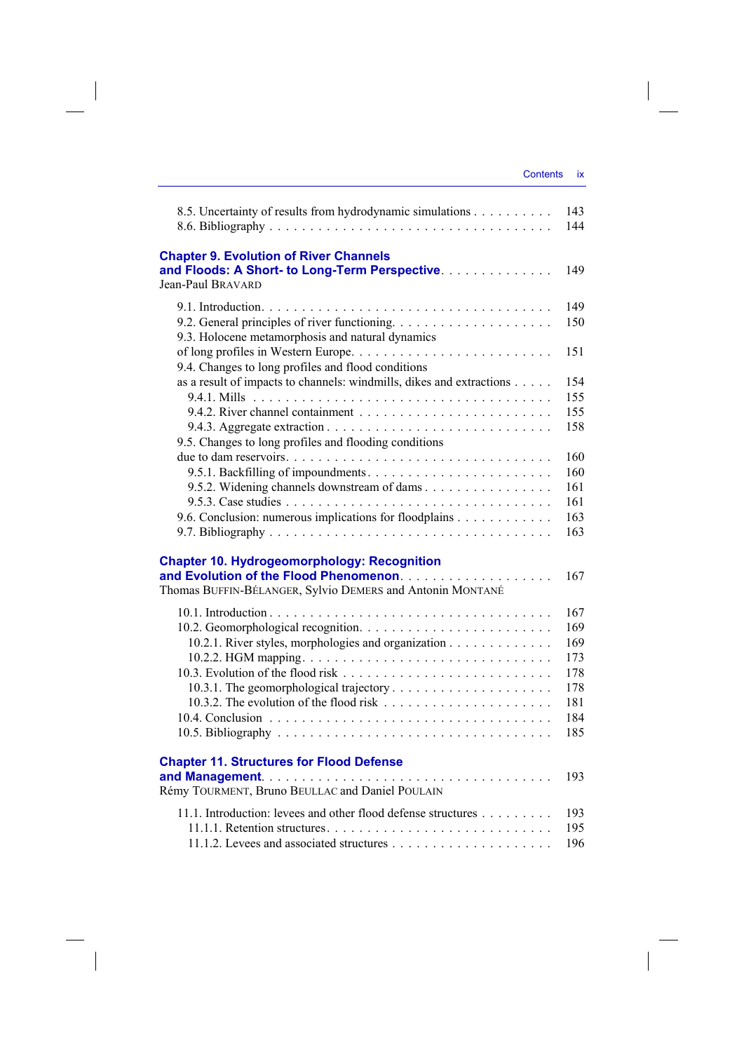8.5. Uncertainty of results from hydrodynamic simulations . . . . . . . . . . 143
8.6. Bibliography . . . . . . . . . . . . . . . . . . . . . . . . . . . . . . . . 144

**Chapter 9. Evolution of River Channels and Floods: A Short- to Long-Term Perspective** . . . . . . . . . . . . . 149
Jean-Paul BRAVARD

9.1. Introduction. . . . . . . . . . . . . . . . . . . . . . . . . . . . . . . . . 149
9.2. General principles of river functioning. . . . . . . . . . . . . . . . . . . 150
9.3. Holocene metamorphosis and natural dynamics of long profiles in Western Europe. . . . . . . . . . . . . . . . . . . . . . . . 151
9.4. Changes to long profiles and flood conditions as a result of impacts to channels: windmills, dikes and extractions . . . . . 154
  9.4.1. Mills . . . . . . . . . . . . . . . . . . . . . . . . . . . . . . . . . 155
  9.4.2. River channel containment . . . . . . . . . . . . . . . . . . . . . . 155
  9.4.3. Aggregate extraction . . . . . . . . . . . . . . . . . . . . . . . . . 158
9.5. Changes to long profiles and flooding conditions due to dam reservoirs. . . . . . . . . . . . . . . . . . . . . . . . . . . . . 160
  9.5.1. Backfilling of impoundments. . . . . . . . . . . . . . . . . . . . . . 160
  9.5.2. Widening channels downstream of dams . . . . . . . . . . . . . . . . 161
  9.5.3. Case studies . . . . . . . . . . . . . . . . . . . . . . . . . . . . . . 161
9.6. Conclusion: numerous implications for floodplains . . . . . . . . . . . 163
9.7. Bibliography . . . . . . . . . . . . . . . . . . . . . . . . . . . . . . . . 163

**Chapter 10. Hydrogeomorphology: Recognition and Evolution of the Flood Phenomenon** . . . . . . . . . . . . . . . . . . 167
Thomas BUFFIN-BÉLANGER, Sylvio DEMERS and Antonin MONTANÉ

10.1. Introduction . . . . . . . . . . . . . . . . . . . . . . . . . . . . . . . . 167
10.2. Geomorphological recognition. . . . . . . . . . . . . . . . . . . . . . . 169
  10.2.1. River styles, morphologies and organization . . . . . . . . . . . . . 169
  10.2.2. HGM mapping. . . . . . . . . . . . . . . . . . . . . . . . . . . . . 173
10.3. Evolution of the flood risk . . . . . . . . . . . . . . . . . . . . . . . . 178
  10.3.1. The geomorphological trajectory . . . . . . . . . . . . . . . . . . . 178
  10.3.2. The evolution of the flood risk . . . . . . . . . . . . . . . . . . . . 181
10.4. Conclusion . . . . . . . . . . . . . . . . . . . . . . . . . . . . . . . . 184
10.5. Bibliography . . . . . . . . . . . . . . . . . . . . . . . . . . . . . . . 185

**Chapter 11. Structures for Flood Defense and Management** . . . . . . . . . . . . . . . . . . . . . . . . . . . . . . . 193
Rémy TOURMENT, Bruno BEULLAC and Daniel POULAIN

11.1. Introduction: levees and other flood defense structures . . . . . . . . . 193
  11.1.1. Retention structures. . . . . . . . . . . . . . . . . . . . . . . . . . 195
  11.1.2. Levees and associated structures . . . . . . . . . . . . . . . . . . . 196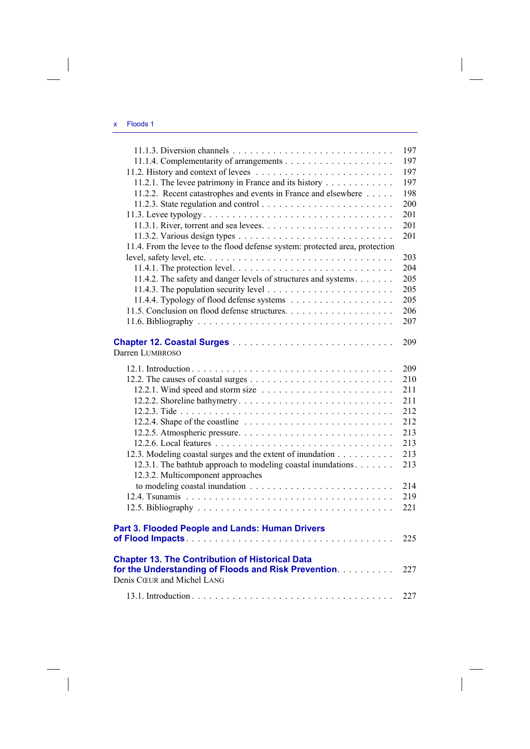11.1.3. Diversion channels . . . . . . . . . . . . . . . . . . . . . . . . . . . 197
11.1.4. Complementarity of arrangements . . . . . . . . . . . . . . . . . . . 197
11.2. History and context of levees . . . . . . . . . . . . . . . . . . . . . . . . 197
11.2.1. The levee patrimony in France and its history . . . . . . . . . . . . 197
11.2.2. Recent catastrophes and events in France and elsewhere . . . . . 198
11.2.3. State regulation and control . . . . . . . . . . . . . . . . . . . . . . . 200
11.3. Levee typology . . . . . . . . . . . . . . . . . . . . . . . . . . . . . . . . 201
11.3.1. River, torrent and sea levees. . . . . . . . . . . . . . . . . . . . . . . 201
11.3.2. Various design types . . . . . . . . . . . . . . . . . . . . . . . . . . . 201
11.4. From the levee to the flood defense system: protected area, protection level, safety level, etc. . . . . . . . . . . . . . . . . . . . . . . . . . . . . . 203
11.4.1. The protection level. . . . . . . . . . . . . . . . . . . . . . . . . . . . 204
11.4.2. The safety and danger levels of structures and systems. . . . . . . 205
11.4.3. The population security level . . . . . . . . . . . . . . . . . . . . . . 205
11.4.4. Typology of flood defense systems . . . . . . . . . . . . . . . . . . 205
11.5. Conclusion on flood defense structures. . . . . . . . . . . . . . . . . . . 206
11.6. Bibliography . . . . . . . . . . . . . . . . . . . . . . . . . . . . . . . . . . 207

**Chapter 12. Coastal Surges** . . . . . . . . . . . . . . . . . . . . . . . . . . . 209
Darren LUMBROSO

12.1. Introduction . . . . . . . . . . . . . . . . . . . . . . . . . . . . . . . . . . 209
12.2. The causes of coastal surges . . . . . . . . . . . . . . . . . . . . . . . . . 210
12.2.1. Wind speed and storm size . . . . . . . . . . . . . . . . . . . . . . . 211
12.2.2. Shoreline bathymetry . . . . . . . . . . . . . . . . . . . . . . . . . . . 211
12.2.3. Tide . . . . . . . . . . . . . . . . . . . . . . . . . . . . . . . . . . . . . 212
12.2.4. Shape of the coastline . . . . . . . . . . . . . . . . . . . . . . . . . . 212
12.2.5. Atmospheric pressure. . . . . . . . . . . . . . . . . . . . . . . . . . . 213
12.2.6. Local features . . . . . . . . . . . . . . . . . . . . . . . . . . . . . . . 213
12.3. Modeling coastal surges and the extent of inundation . . . . . . . . . . 213
12.3.1. The bathtub approach to modeling coastal inundations. . . . . . . 213
12.3.2. Multicomponent approaches to modeling coastal inundation . . . . . . . . . . . . . . . . . . . . . . . . 214
12.4. Tsunamis . . . . . . . . . . . . . . . . . . . . . . . . . . . . . . . . . . . . 219
12.5. Bibliography . . . . . . . . . . . . . . . . . . . . . . . . . . . . . . . . . . 221

**Part 3. Flooded People and Lands: Human Drivers of Flood Impacts** . . . . . . . . . . . . . . . . . . . . . . . . . . . . . . . . . . . 225

**Chapter 13. The Contribution of Historical Data for the Understanding of Floods and Risk Prevention** . . . . . . . . . . 227
Denis CŒUR and Michel LANG

13.1. Introduction . . . . . . . . . . . . . . . . . . . . . . . . . . . . . . . . . . 227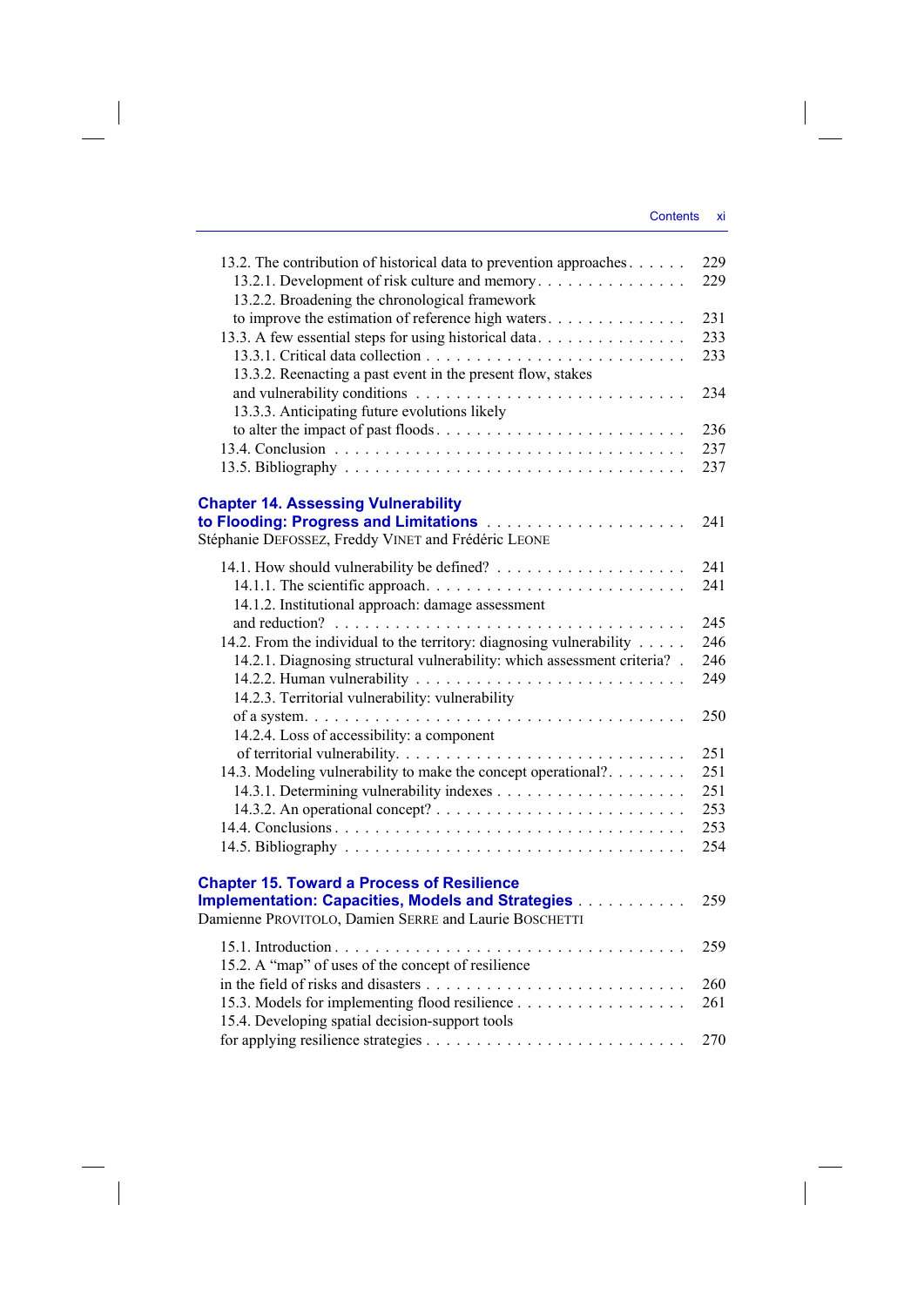13.2. The contribution of historical data to prevention approaches . . . . . . 229
  13.2.1. Development of risk culture and memory . . . . . . . . . . . . . . . 229
  13.2.2. Broadening the chronological framework to improve the estimation of reference high waters . . . . . . . . . . . . . . 231
13.3. A few essential steps for using historical data . . . . . . . . . . . . . . . 233
  13.3.1. Critical data collection . . . . . . . . . . . . . . . . . . . . . . . . . 233
  13.3.2. Reenacting a past event in the present flow, stakes and vulnerability conditions . . . . . . . . . . . . . . . . . . . . . . . . . . 234
  13.3.3. Anticipating future evolutions likely to alter the impact of past floods . . . . . . . . . . . . . . . . . . . . . . . . 236
13.4. Conclusion . . . . . . . . . . . . . . . . . . . . . . . . . . . . . . . . . . 237
13.5. Bibliography . . . . . . . . . . . . . . . . . . . . . . . . . . . . . . . . 237

**Chapter 14. Assessing Vulnerability to Flooding: Progress and Limitations** . . . . . . . . . . . . . . . . . . . . . 241
Stéphanie DEFOSSEZ, Freddy VINET and Frédéric LEONE

14.1. How should vulnerability be defined? . . . . . . . . . . . . . . . . . . . 241
  14.1.1. The scientific approach. . . . . . . . . . . . . . . . . . . . . . . . . 241
  14.1.2. Institutional approach: damage assessment and reduction? . . . . . . . . . . . . . . . . . . . . . . . . . . . . . . . . 245
14.2. From the individual to the territory: diagnosing vulnerability . . . . . 246
  14.2.1. Diagnosing structural vulnerability: which assessment criteria? . 246
  14.2.2. Human vulnerability . . . . . . . . . . . . . . . . . . . . . . . . . . 249
  14.2.3. Territorial vulnerability: vulnerability of a system. . . . . . . . . . . . . . . . . . . . . . . . . . . . . . . . . . . 250
  14.2.4. Loss of accessibility: a component of territorial vulnerability. . . . . . . . . . . . . . . . . . . . . . . . . . . 251
14.3. Modeling vulnerability to make the concept operational?. . . . . . . . 251
  14.3.1. Determining vulnerability indexes . . . . . . . . . . . . . . . . . . . 251
  14.3.2. An operational concept? . . . . . . . . . . . . . . . . . . . . . . . . 253
14.4. Conclusions . . . . . . . . . . . . . . . . . . . . . . . . . . . . . . . . . 253
14.5. Bibliography . . . . . . . . . . . . . . . . . . . . . . . . . . . . . . . . 254

**Chapter 15. Toward a Process of Resilience Implementation: Capacities, Models and Strategies** . . . . . . . . . . . 259
Damienne PROVITOLO, Damien SERRE and Laurie BOSCHETTI

15.1. Introduction . . . . . . . . . . . . . . . . . . . . . . . . . . . . . . . . . 259
15.2. A "map" of uses of the concept of resilience in the field of risks and disasters . . . . . . . . . . . . . . . . . . . . . . . . . 260
15.3. Models for implementing flood resilience . . . . . . . . . . . . . . . . . 261
15.4. Developing spatial decision-support tools for applying resilience strategies . . . . . . . . . . . . . . . . . . . . . . . . . 270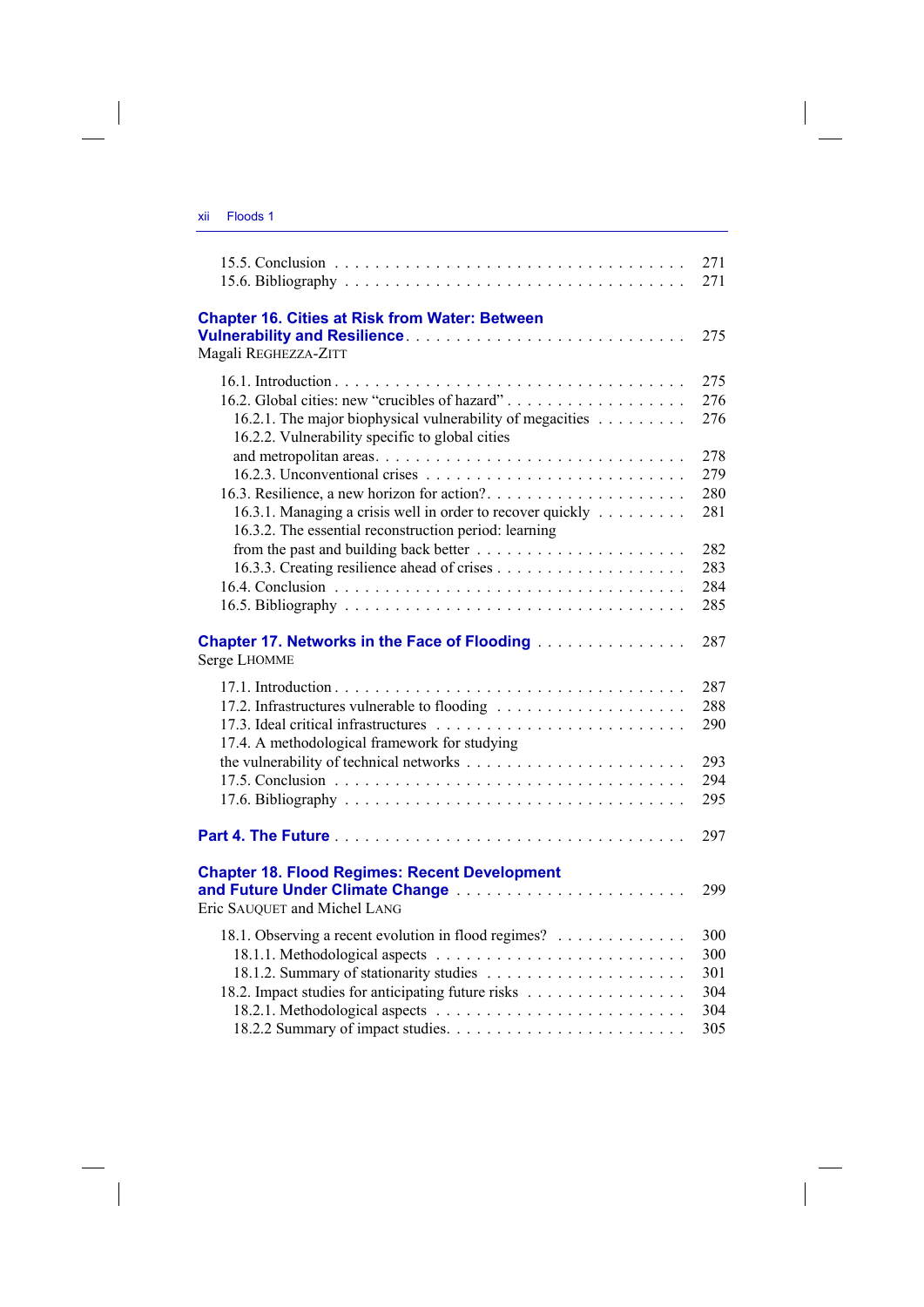15.5. Conclusion . . . . . . . . . . . . . . . . . . . . . . . . . . . . . . . . . . 271
15.6. Bibliography . . . . . . . . . . . . . . . . . . . . . . . . . . . . . . . . 271

**Chapter 16. Cities at Risk from Water: Between Vulnerability and Resilience** . . . . . . . . . . . . . . . . . . . . . . . . . . 275
Magali REGHEZZA-ZITT

16.1. Introduction . . . . . . . . . . . . . . . . . . . . . . . . . . . . . . . . . . 275
16.2. Global cities: new "crucibles of hazard" . . . . . . . . . . . . . . . . . . 276
16.2.1. The major biophysical vulnerability of megacities . . . . . . . . . 276
16.2.2. Vulnerability specific to global cities and metropolitan areas. . . . . . . . . . . . . . . . . . . . . . . . . . . . 278
16.2.3. Unconventional crises . . . . . . . . . . . . . . . . . . . . . . . . 279
16.3. Resilience, a new horizon for action?. . . . . . . . . . . . . . . . . . . . 280
16.3.1. Managing a crisis well in order to recover quickly . . . . . . . . . 281
16.3.2. The essential reconstruction period: learning from the past and building back better . . . . . . . . . . . . . . . . . . . . . 282
16.3.3. Creating resilience ahead of crises . . . . . . . . . . . . . . . . . . 283
16.4. Conclusion . . . . . . . . . . . . . . . . . . . . . . . . . . . . . . . . . . 284
16.5. Bibliography . . . . . . . . . . . . . . . . . . . . . . . . . . . . . . . . 285

**Chapter 17. Networks in the Face of Flooding** . . . . . . . . . . . . . . . 287
Serge LHOMME

17.1. Introduction . . . . . . . . . . . . . . . . . . . . . . . . . . . . . . . . . . 287
17.2. Infrastructures vulnerable to flooding . . . . . . . . . . . . . . . . . . . 288
17.3. Ideal critical infrastructures . . . . . . . . . . . . . . . . . . . . . . . . 290
17.4. A methodological framework for studying the vulnerability of technical networks . . . . . . . . . . . . . . . . . . . . . . 293
17.5. Conclusion . . . . . . . . . . . . . . . . . . . . . . . . . . . . . . . . . . 294
17.6. Bibliography . . . . . . . . . . . . . . . . . . . . . . . . . . . . . . . . 295

**Part 4. The Future** . . . . . . . . . . . . . . . . . . . . . . . . . . . . . . . . 297

**Chapter 18. Flood Regimes: Recent Development and Future Under Climate Change** . . . . . . . . . . . . . . . . . . . . . . . 299
Eric SAUQUET and Michel LANG

18.1. Observing a recent evolution in flood regimes? . . . . . . . . . . . . . 300
18.1.1. Methodological aspects . . . . . . . . . . . . . . . . . . . . . . . . 300
18.1.2. Summary of stationarity studies . . . . . . . . . . . . . . . . . . . 301
18.2. Impact studies for anticipating future risks . . . . . . . . . . . . . . . . 304
18.2.1. Methodological aspects . . . . . . . . . . . . . . . . . . . . . . . . 304
18.2.2 Summary of impact studies. . . . . . . . . . . . . . . . . . . . . . . 305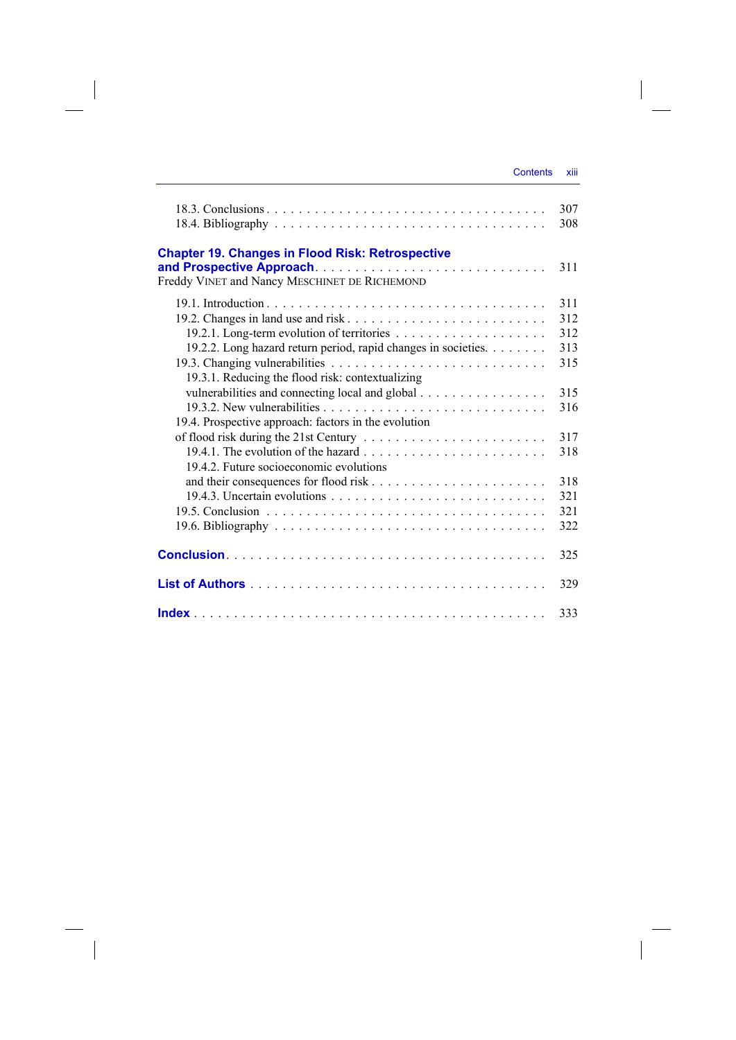18.3. Conclusions . . . . . . . . . . . . . . . . . . . . . . . . . . . . . . . . . . 307
18.4. Bibliography . . . . . . . . . . . . . . . . . . . . . . . . . . . . . . . . . 308

**Chapter 19. Changes in Flood Risk: Retrospective and Prospective Approach** . . . . . . . . . . . . . . . . . . . . . . . . . . . 311
Freddy VINET and Nancy MESCHINET DE RICHEMOND

19.1. Introduction . . . . . . . . . . . . . . . . . . . . . . . . . . . . . . . . . . 311
19.2. Changes in land use and risk . . . . . . . . . . . . . . . . . . . . . . . . 312
19.2.1. Long-term evolution of territories . . . . . . . . . . . . . . . . . . . 312
19.2.2. Long hazard return period, rapid changes in societies. . . . . . . . 313
19.3. Changing vulnerabilities . . . . . . . . . . . . . . . . . . . . . . . . . . 315
19.3.1. Reducing the flood risk: contextualizing vulnerabilities and connecting local and global . . . . . . . . . . . . . . . . 315
19.3.2. New vulnerabilities . . . . . . . . . . . . . . . . . . . . . . . . . . . 316
19.4. Prospective approach: factors in the evolution of flood risk during the 21st Century . . . . . . . . . . . . . . . . . . . . . . . 317
19.4.1. The evolution of the hazard . . . . . . . . . . . . . . . . . . . . . . . 318
19.4.2. Future socioeconomic evolutions and their consequences for flood risk . . . . . . . . . . . . . . . . . . . . . . . 318
19.4.3. Uncertain evolutions . . . . . . . . . . . . . . . . . . . . . . . . . . . 321
19.5. Conclusion . . . . . . . . . . . . . . . . . . . . . . . . . . . . . . . . . . 321
19.6. Bibliography . . . . . . . . . . . . . . . . . . . . . . . . . . . . . . . . . 322

**Conclusion**. . . . . . . . . . . . . . . . . . . . . . . . . . . . . . . . . . . . . 325

**List of Authors** . . . . . . . . . . . . . . . . . . . . . . . . . . . . . . . . . 329

**Index** . . . . . . . . . . . . . . . . . . . . . . . . . . . . . . . . . . . . . . . 333